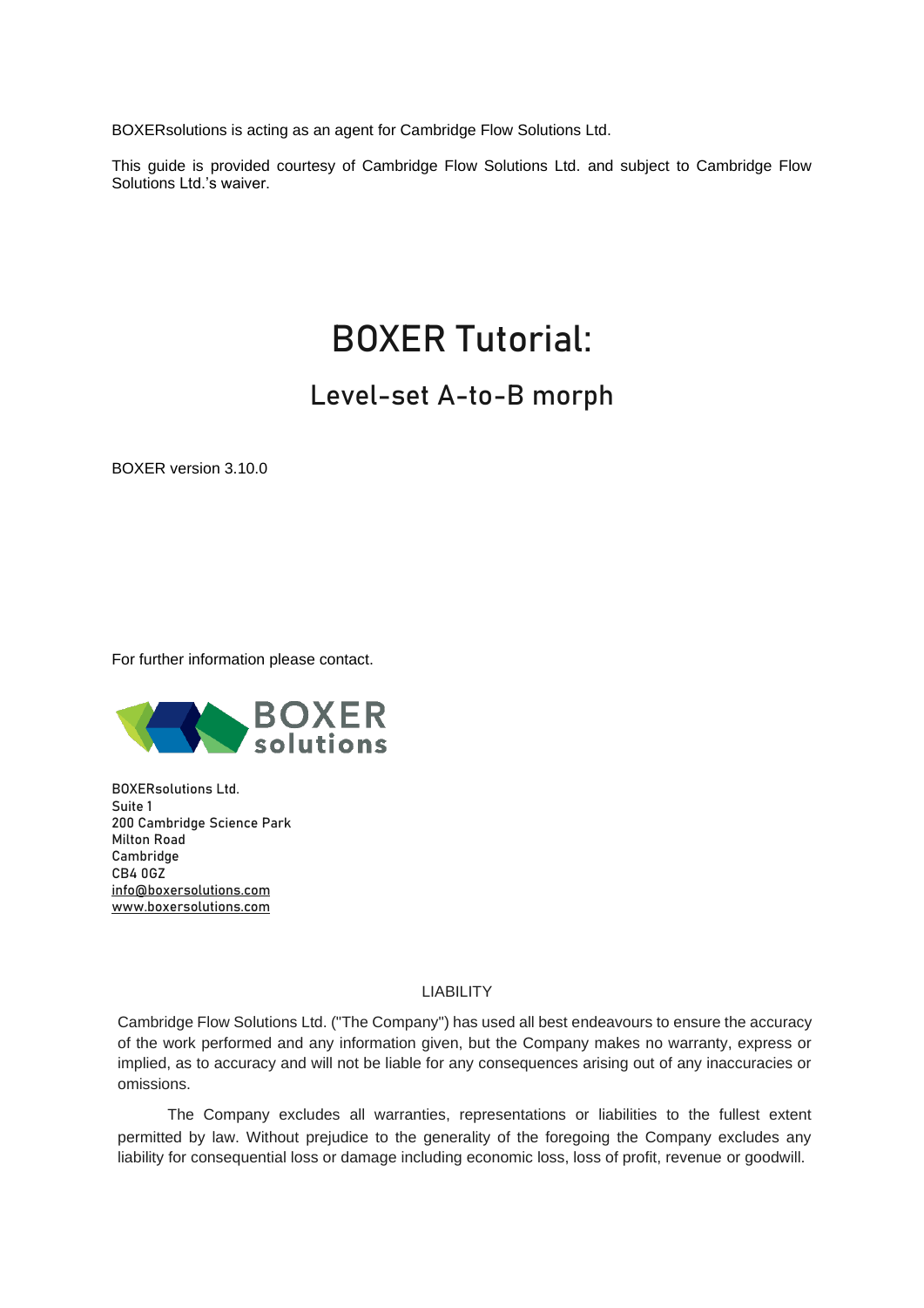BOXERsolutions is acting as an agent for Cambridge Flow Solutions Ltd.

This guide is provided courtesy of Cambridge Flow Solutions Ltd. and subject to Cambridge Flow Solutions Ltd.'s waiver.

# BOXER Tutorial:

## Level-set A-to-B morph

BOXER version 3.10.0

For further information please contact.

BOXER solutions

BOXERsolutions Ltd.
Suite 1
200 Cambridge Science Park
Milton Road
Cambridge
CB4 0GZ
info@boxersolutions.com
www.boxersolutions.com

LIABILITY

Cambridge Flow Solutions Ltd. ("The Company") has used all best endeavours to ensure the accuracy of the work performed and any information given, but the Company makes no warranty, express or implied, as to accuracy and will not be liable for any consequences arising out of any inaccuracies or omissions.

The Company excludes all warranties, representations or liabilities to the fullest extent permitted by law. Without prejudice to the generality of the foregoing the Company excludes any liability for consequential loss or damage including economic loss, loss of profit, revenue or goodwill.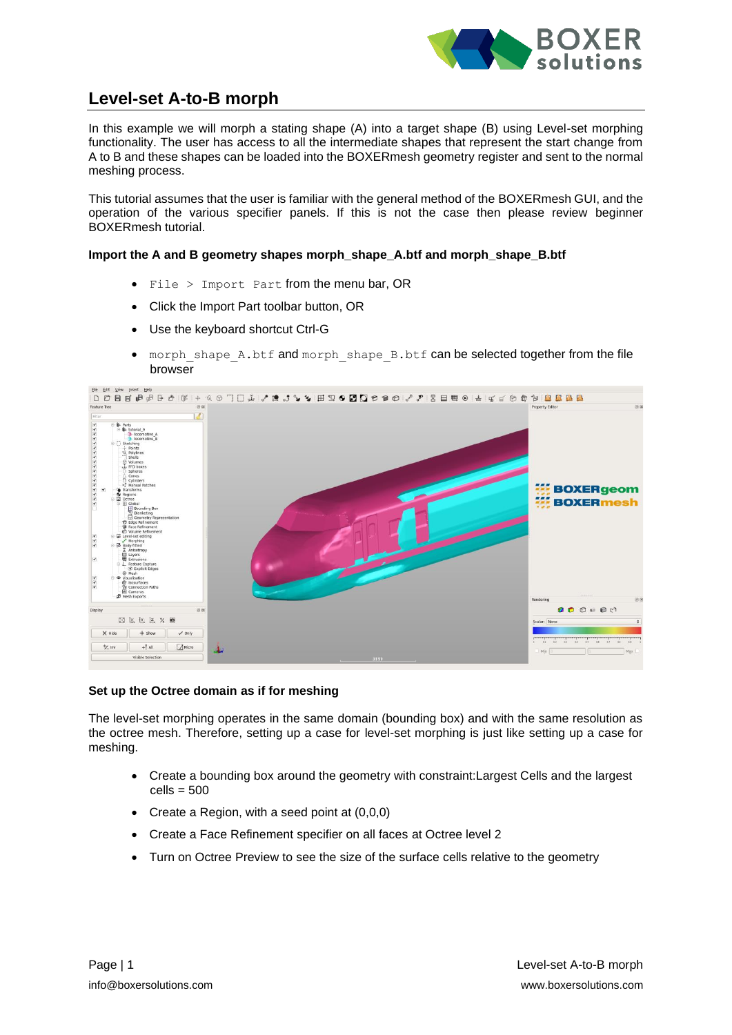# Level-set A-to-B morph

In this example we will morph a stating shape (A) into a target shape (B) using Level-set morphing functionality. The user has access to all the intermediate shapes that represent the start change from A to B and these shapes can be loaded into the BOXERmesh geometry register and sent to the normal meshing process.

This tutorial assumes that the user is familiar with the general method of the BOXERmesh GUI, and the operation of the various specifier panels. If this is not the case then please review beginner BOXERmesh tutorial.

**Import the A and B geometry shapes morph_shape_A.btf and morph_shape_B.btf**

- `File > Import Part` from the menu bar, OR
- Click the Import Part toolbar button, OR
- Use the keyboard shortcut Ctrl-G
- `morph_shape_A.btf` and `morph_shape_B.btf` can be selected together from the file browser

**Set up the Octree domain as if for meshing**

The level-set morphing operates in the same domain (bounding box) and with the same resolution as the octree mesh. Therefore, setting up a case for level-set morphing is just like setting up a case for meshing.

- Create a bounding box around the geometry with constraint:Largest Cells and the largest cells = 500
- Create a Region, with a seed point at (0,0,0)
- Create a Face Refinement specifier on all faces at Octree level 2
- Turn on Octree Preview to see the size of the surface cells relative to the geometry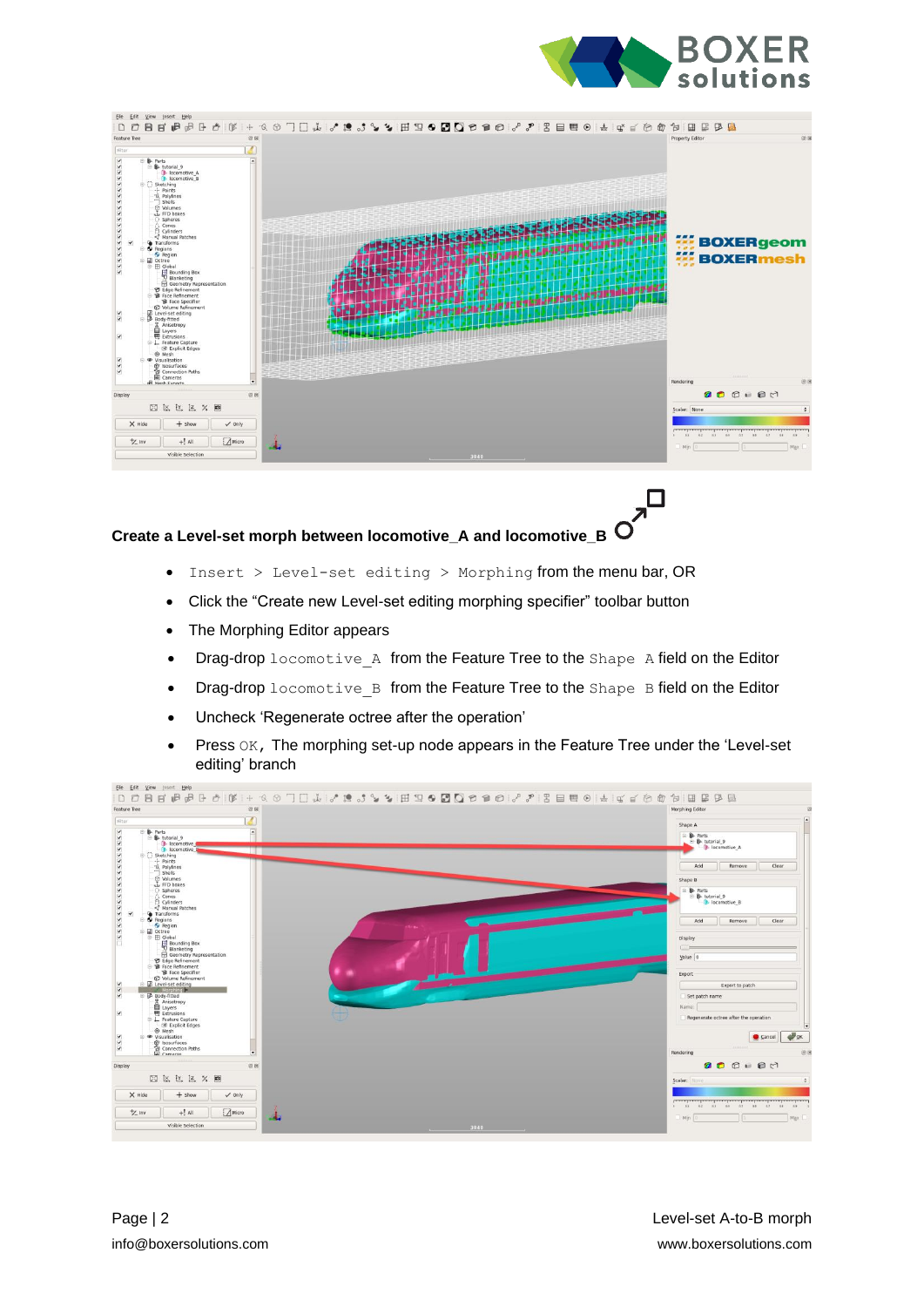**Create a Level-set morph between locomotive_A and locomotive_B**

- `Insert > Level-set editing > Morphing` from the menu bar, OR
- Click the "Create new Level-set editing morphing specifier" toolbar button
- The Morphing Editor appears
- Drag-drop `locomotive_A` from the Feature Tree to the `Shape A` field on the Editor
- Drag-drop `locomotive_B` from the Feature Tree to the `Shape B` field on the Editor
- Uncheck 'Regenerate octree after the operation'
- Press `OK`, The morphing set-up node appears in the Feature Tree under the 'Level-set editing' branch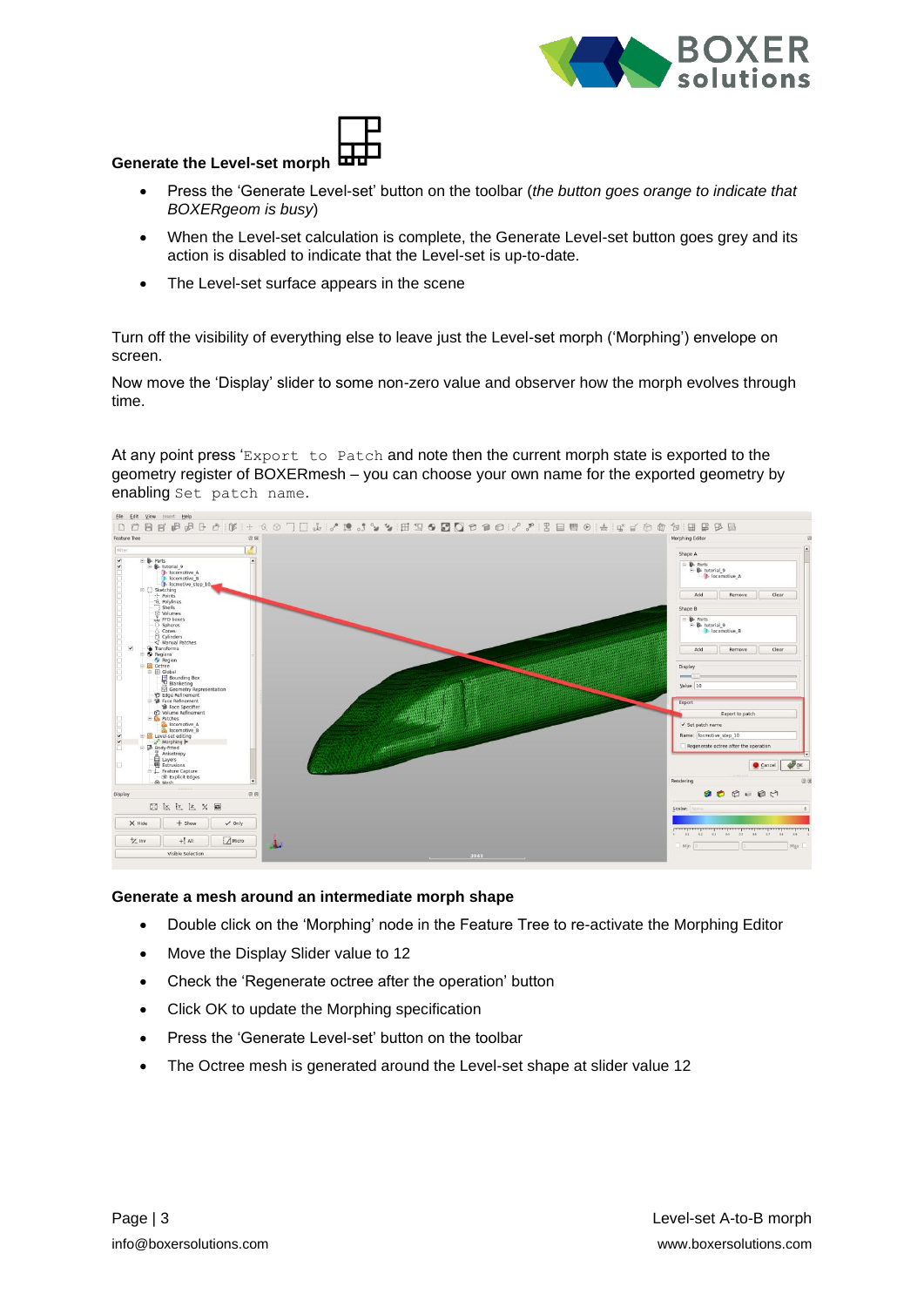**Generate the Level-set morph**

- Press the 'Generate Level-set' button on the toolbar (*the button goes orange to indicate that BOXERgeom is busy*)
- When the Level-set calculation is complete, the Generate Level-set button goes grey and its action is disabled to indicate that the Level-set is up-to-date.
- The Level-set surface appears in the scene

Turn off the visibility of everything else to leave just the Level-set morph ('Morphing') envelope on screen.

Now move the 'Display' slider to some non-zero value and observer how the morph evolves through time.

At any point press '`Export to Patch` and note then the current morph state is exported to the geometry register of BOXERmesh – you can choose your own name for the exported geometry by enabling `Set patch name`.

**Generate a mesh around an intermediate morph shape**

- Double click on the 'Morphing' node in the Feature Tree to re-activate the Morphing Editor
- Move the Display Slider value to 12
- Check the 'Regenerate octree after the operation' button
- Click OK to update the Morphing specification
- Press the 'Generate Level-set' button on the toolbar
- The Octree mesh is generated around the Level-set shape at slider value 12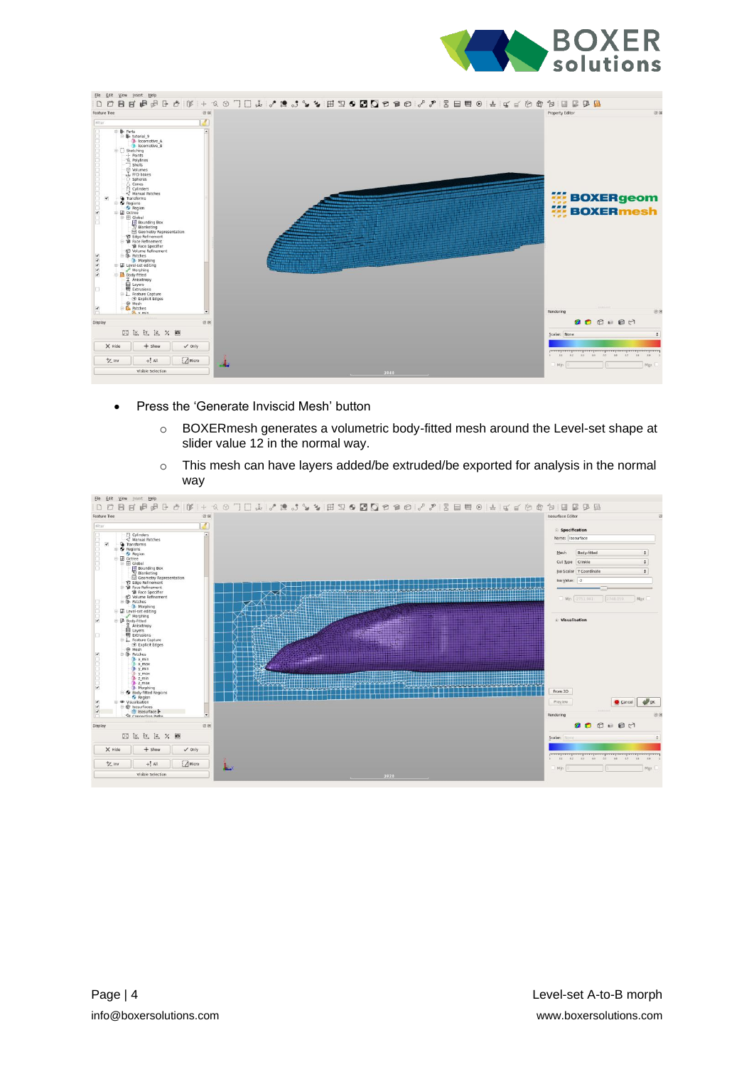- Press the ‘Generate Inviscid Mesh’ button
    - BOXERmesh generates a volumetric body-fitted mesh around the Level-set shape at slider value 12 in the normal way.
    - This mesh can have layers added/be extruded/be exported for analysis in the normal way